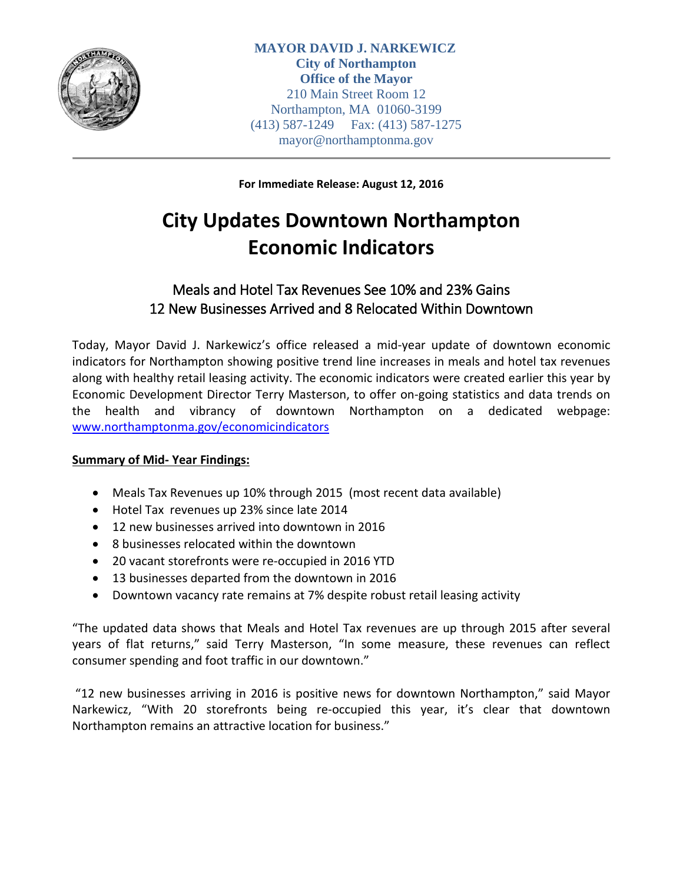**MAYOR DAVID J. NARKEWICZ**
**City of Northampton**
**Office of the Mayor**
210 Main Street Room 12
Northampton, MA 01060-3199
(413) 587-1249 Fax: (413) 587-1275
mayor@northamptonma.gov

---

**For Immediate Release: August 12, 2016**

# City Updates Downtown Northampton Economic Indicators

## Meals and Hotel Tax Revenues See 10% and 23% Gains
## 12 New Businesses Arrived and 8 Relocated Within Downtown

Today, Mayor David J. Narkewicz's office released a mid-year update of downtown economic indicators for Northampton showing positive trend line increases in meals and hotel tax revenues along with healthy retail leasing activity. The economic indicators were created earlier this year by Economic Development Director Terry Masterson, to offer on-going statistics and data trends on the health and vibrancy of downtown Northampton on a dedicated webpage: [www.northamptonma.gov/economicindicators](www.northamptonma.gov/economicindicators)

**Summary of Mid- Year Findings:**

- Meals Tax Revenues up 10% through 2015 (most recent data available)
- Hotel Tax revenues up 23% since late 2014
- 12 new businesses arrived into downtown in 2016
- 8 businesses relocated within the downtown
- 20 vacant storefronts were re-occupied in 2016 YTD
- 13 businesses departed from the downtown in 2016
- Downtown vacancy rate remains at 7% despite robust retail leasing activity

"The updated data shows that Meals and Hotel Tax revenues are up through 2015 after several years of flat returns," said Terry Masterson, "In some measure, these revenues can reflect consumer spending and foot traffic in our downtown."

"12 new businesses arriving in 2016 is positive news for downtown Northampton," said Mayor Narkewicz, "With 20 storefronts being re-occupied this year, it's clear that downtown Northampton remains an attractive location for business."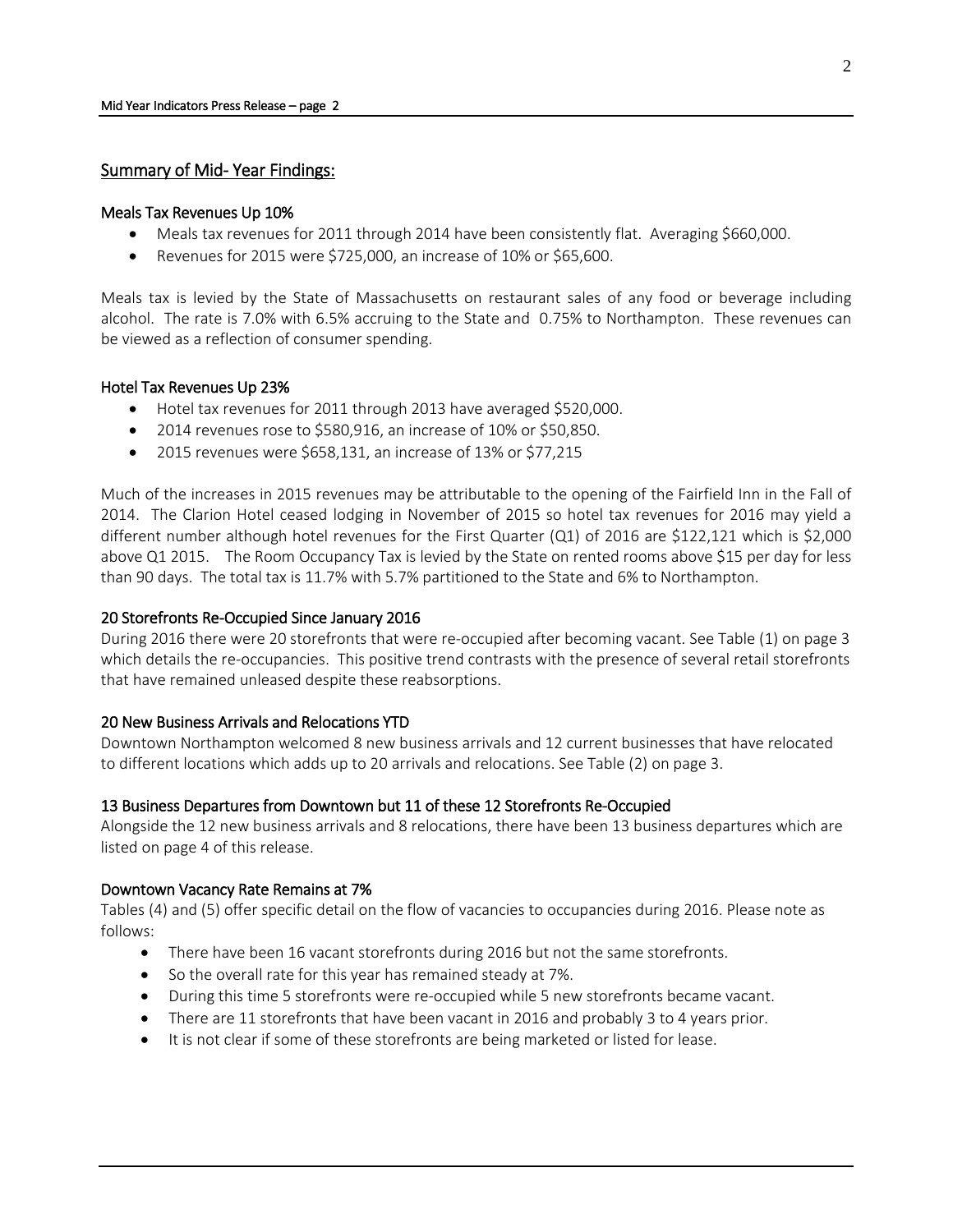## Summary of Mid- Year Findings:

### Meals Tax Revenues Up 10%

- Meals tax revenues for 2011 through 2014 have been consistently flat. Averaging $660,000.
- Revenues for 2015 were $725,000, an increase of 10% or $65,600.

Meals tax is levied by the State of Massachusetts on restaurant sales of any food or beverage including alcohol. The rate is 7.0% with 6.5% accruing to the State and 0.75% to Northampton. These revenues can be viewed as a reflection of consumer spending.

### Hotel Tax Revenues Up 23%

- Hotel tax revenues for 2011 through 2013 have averaged $520,000.
- 2014 revenues rose to $580,916, an increase of 10% or $50,850.
- 2015 revenues were $658,131, an increase of 13% or $77,215

Much of the increases in 2015 revenues may be attributable to the opening of the Fairfield Inn in the Fall of 2014. The Clarion Hotel ceased lodging in November of 2015 so hotel tax revenues for 2016 may yield a different number although hotel revenues for the First Quarter (Q1) of 2016 are $122,121 which is $2,000 above Q1 2015. The Room Occupancy Tax is levied by the State on rented rooms above $15 per day for less than 90 days. The total tax is 11.7% with 5.7% partitioned to the State and 6% to Northampton.

### 20 Storefronts Re-Occupied Since January 2016

During 2016 there were 20 storefronts that were re-occupied after becoming vacant. See Table (1) on page 3 which details the re-occupancies. This positive trend contrasts with the presence of several retail storefronts that have remained unleased despite these reabsorptions.

### 20 New Business Arrivals and Relocations YTD

Downtown Northampton welcomed 8 new business arrivals and 12 current businesses that have relocated to different locations which adds up to 20 arrivals and relocations. See Table (2) on page 3.

### 13 Business Departures from Downtown but 11 of these 12 Storefronts Re-Occupied

Alongside the 12 new business arrivals and 8 relocations, there have been 13 business departures which are listed on page 4 of this release.

### Downtown Vacancy Rate Remains at 7%

Tables (4) and (5) offer specific detail on the flow of vacancies to occupancies during 2016. Please note as follows:

- There have been 16 vacant storefronts during 2016 but not the same storefronts.
- So the overall rate for this year has remained steady at 7%.
- During this time 5 storefronts were re-occupied while 5 new storefronts became vacant.
- There are 11 storefronts that have been vacant in 2016 and probably 3 to 4 years prior.
- It is not clear if some of these storefronts are being marketed or listed for lease.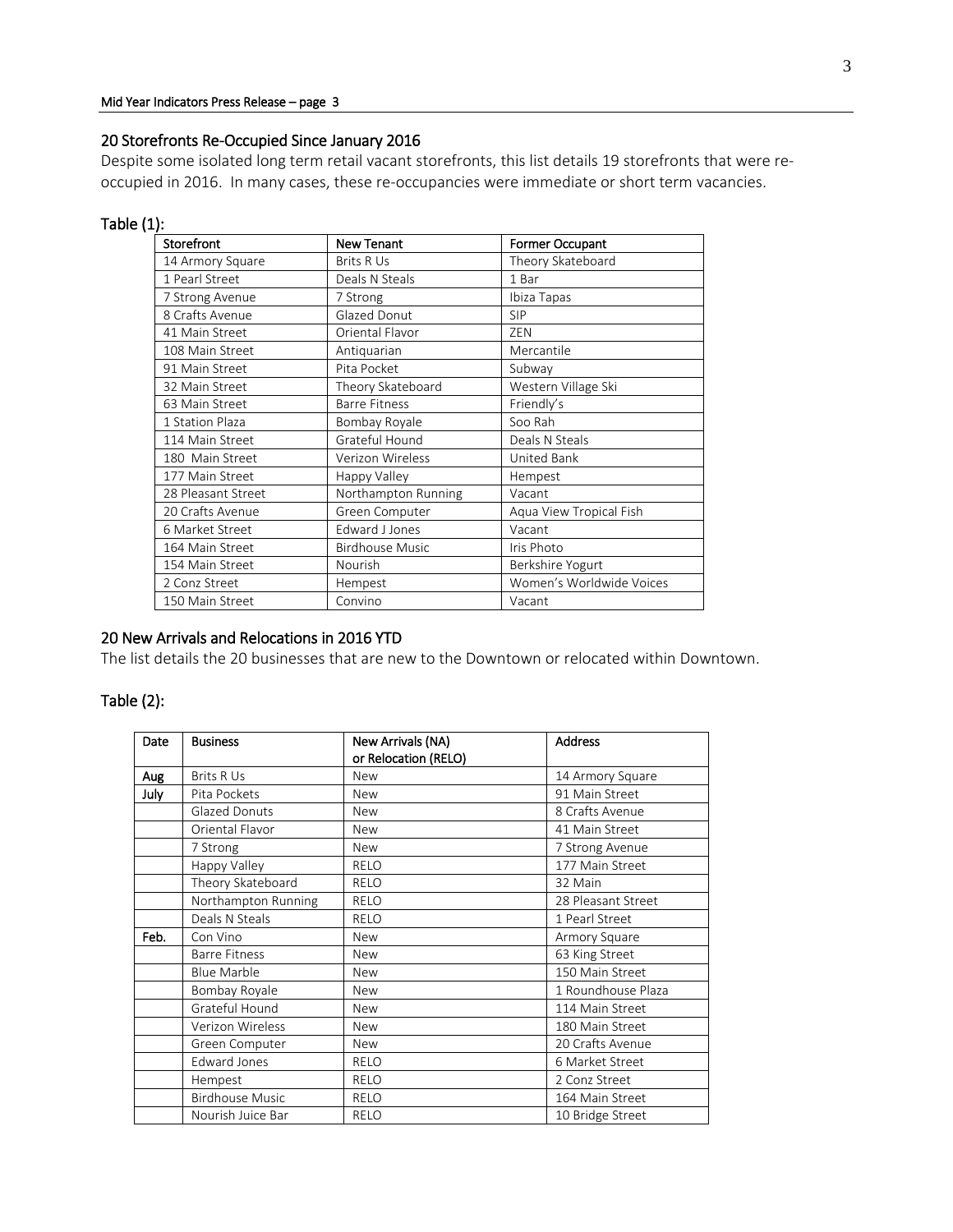## 20 Storefronts Re-Occupied Since January 2016

Despite some isolated long term retail vacant storefronts, this list details 19 storefronts that were re-occupied in 2016. In many cases, these re-occupancies were immediate or short term vacancies.

### Table (1):

| Storefront | New Tenant | Former Occupant |
|---|---|---|
| 14 Armory Square | Brits R Us | Theory Skateboard |
| 1 Pearl Street | Deals N Steals | 1 Bar |
| 7 Strong Avenue | 7 Strong | Ibiza Tapas |
| 8 Crafts Avenue | Glazed Donut | SIP |
| 41 Main Street | Oriental Flavor | ZEN |
| 108 Main Street | Antiquarian | Mercantile |
| 91 Main Street | Pita Pocket | Subway |
| 32 Main Street | Theory Skateboard | Western Village Ski |
| 63 Main Street | Barre Fitness | Friendly's |
| 1 Station Plaza | Bombay Royale | Soo Rah |
| 114 Main Street | Grateful Hound | Deals N Steals |
| 180 Main Street | Verizon Wireless | United Bank |
| 177 Main Street | Happy Valley | Hempest |
| 28 Pleasant Street | Northampton Running | Vacant |
| 20 Crafts Avenue | Green Computer | Aqua View Tropical Fish |
| 6 Market Street | Edward J Jones | Vacant |
| 164 Main Street | Birdhouse Music | Iris Photo |
| 154 Main Street | Nourish | Berkshire Yogurt |
| 2 Conz Street | Hempest | Women's Worldwide Voices |
| 150 Main Street | Convino | Vacant |

## 20 New Arrivals and Relocations in 2016 YTD

The list details the 20 businesses that are new to the Downtown or relocated within Downtown.

### Table (2):

| Date | Business | New Arrivals (NA) or Relocation (RELO) | Address |
|---|---|---|---|
| Aug | Brits R Us | New | 14 Armory Square |
| July | Pita Pockets | New | 91 Main Street |
| | Glazed Donuts | New | 8 Crafts Avenue |
| | Oriental Flavor | New | 41 Main Street |
| | 7 Strong | New | 7 Strong Avenue |
| | Happy Valley | RELO | 177 Main Street |
| | Theory Skateboard | RELO | 32 Main |
| | Northampton Running | RELO | 28 Pleasant Street |
| | Deals N Steals | RELO | 1 Pearl Street |
| Feb. | Con Vino | New | Armory Square |
| | Barre Fitness | New | 63 King Street |
| | Blue Marble | New | 150 Main Street |
| | Bombay Royale | New | 1 Roundhouse Plaza |
| | Grateful Hound | New | 114 Main Street |
| | Verizon Wireless | New | 180 Main Street |
| | Green Computer | New | 20 Crafts Avenue |
| | Edward Jones | RELO | 6 Market Street |
| | Hempest | RELO | 2 Conz Street |
| | Birdhouse Music | RELO | 164 Main Street |
| | Nourish Juice Bar | RELO | 10 Bridge Street |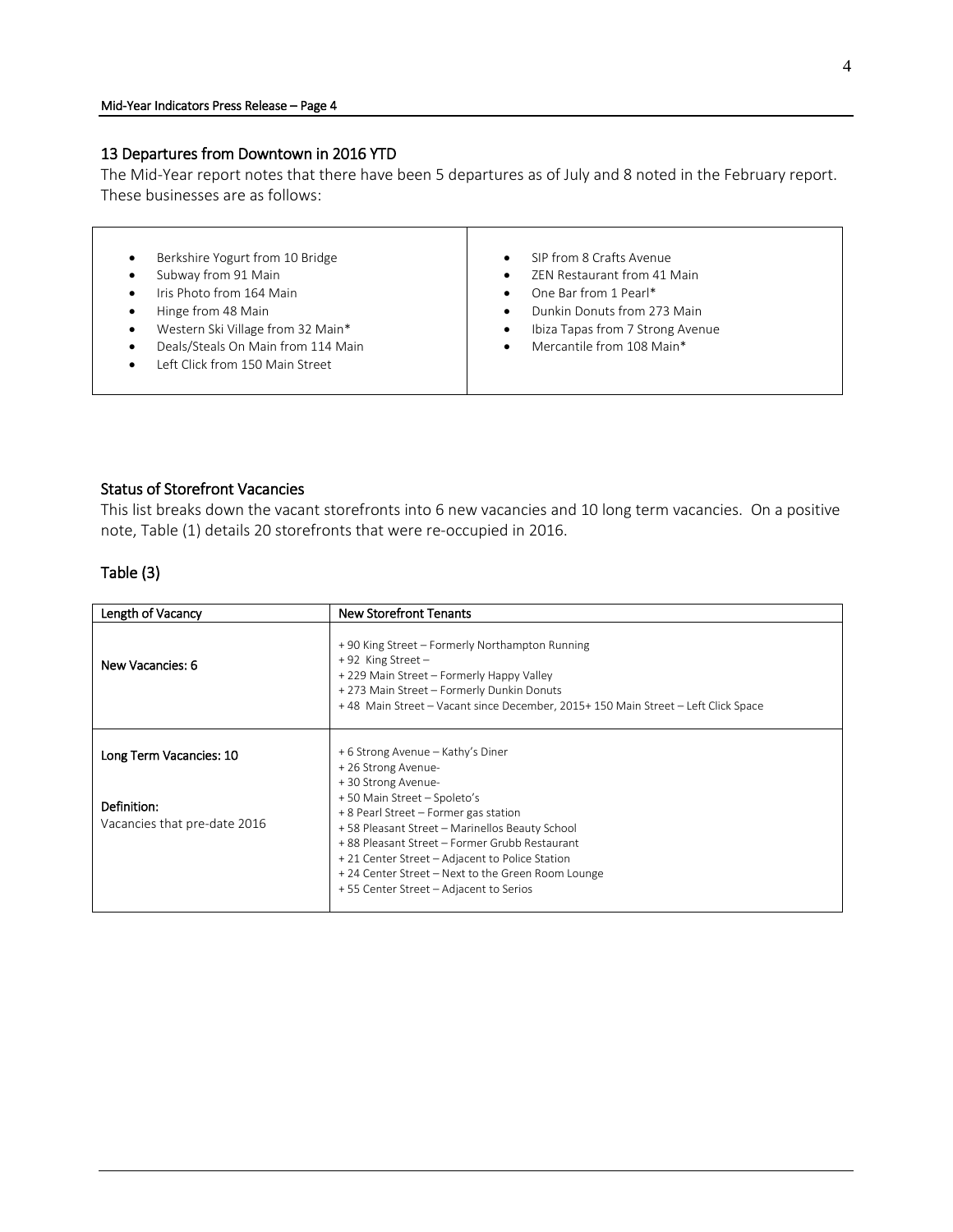## 13 Departures from Downtown in 2016 YTD

The Mid-Year report notes that there have been 5 departures as of July and 8 noted in the February report. These businesses are as follows:

- Berkshire Yogurt from 10 Bridge
- Subway from 91 Main
- Iris Photo from 164 Main
- Hinge from 48 Main
- Western Ski Village from 32 Main*
- Deals/Steals On Main from 114 Main
- Left Click from 150 Main Street
- SIP from 8 Crafts Avenue
- ZEN Restaurant from 41 Main
- One Bar from 1 Pearl*
- Dunkin Donuts from 273 Main
- Ibiza Tapas from 7 Strong Avenue
- Mercantile from 108 Main*

## Status of Storefront Vacancies

This list breaks down the vacant storefronts into 6 new vacancies and 10 long term vacancies. On a positive note, Table (1) details 20 storefronts that were re-occupied in 2016.

## Table (3)

| Length of Vacancy | New Storefront Tenants |
|---|---|
| New Vacancies: 6 | + 90 King Street – Formerly Northampton Running<br>+ 92 King Street –<br>+ 229 Main Street – Formerly Happy Valley<br>+ 273 Main Street – Formerly Dunkin Donuts<br>+ 48 Main Street – Vacant since December, 2015+ 150 Main Street – Left Click Space |
| Long Term Vacancies: 10<br><br>Definition:<br>Vacancies that pre-date 2016 | + 6 Strong Avenue – Kathy's Diner<br>+ 26 Strong Avenue-<br>+ 30 Strong Avenue-<br>+ 50 Main Street – Spoleto's<br>+ 8 Pearl Street – Former gas station<br>+ 58 Pleasant Street – Marinellos Beauty School<br>+ 88 Pleasant Street – Former Grubb Restaurant<br>+ 21 Center Street – Adjacent to Police Station<br>+ 24 Center Street – Next to the Green Room Lounge<br>+ 55 Center Street – Adjacent to Serios |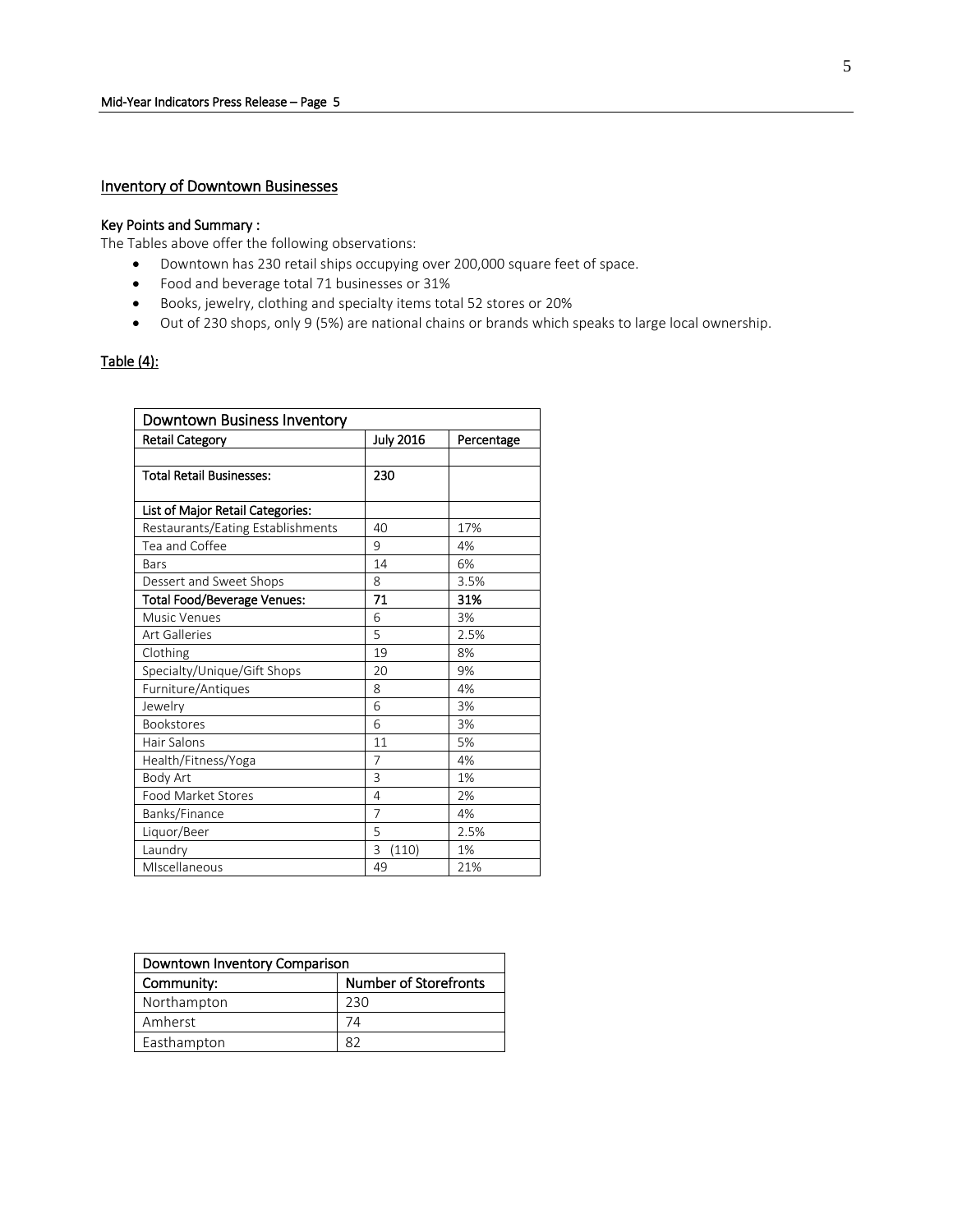## Inventory of Downtown Businesses

### Key Points and Summary :

The Tables above offer the following observations:

- Downtown has 230 retail ships occupying over 200,000 square feet of space.
- Food and beverage total 71 businesses or 31%
- Books, jewelry, clothing and specialty items total 52 stores or 20%
- Out of 230 shops, only 9 (5%) are national chains or brands which speaks to large local ownership.

### Table (4):

| Downtown Business Inventory | | |
|---|---|---|
| **Retail Category** | **July 2016** | **Percentage** |
| | | |
| **Total Retail Businesses:** | **230** | |
| **List of Major Retail Categories:** | | |
| Restaurants/Eating Establishments | 40 | 17% |
| Tea and Coffee | 9 | 4% |
| Bars | 14 | 6% |
| Dessert and Sweet Shops | 8 | 3.5% |
| **Total Food/Beverage Venues:** | **71** | **31%** |
| Music Venues | 6 | 3% |
| Art Galleries | 5 | 2.5% |
| Clothing | 19 | 8% |
| Specialty/Unique/Gift Shops | 20 | 9% |
| Furniture/Antiques | 8 | 4% |
| Jewelry | 6 | 3% |
| Bookstores | 6 | 3% |
| Hair Salons | 11 | 5% |
| Health/Fitness/Yoga | 7 | 4% |
| Body Art | 3 | 1% |
| Food Market Stores | 4 | 2% |
| Banks/Finance | 7 | 4% |
| Liquor/Beer | 5 | 2.5% |
| Laundry | 3 (110) | 1% |
| MIscellaneous | 49 | 21% |

| Downtown Inventory Comparison | |
|---|---|
| Community: | Number of Storefronts |
| Northampton | 230 |
| Amherst | 74 |
| Easthampton | 82 |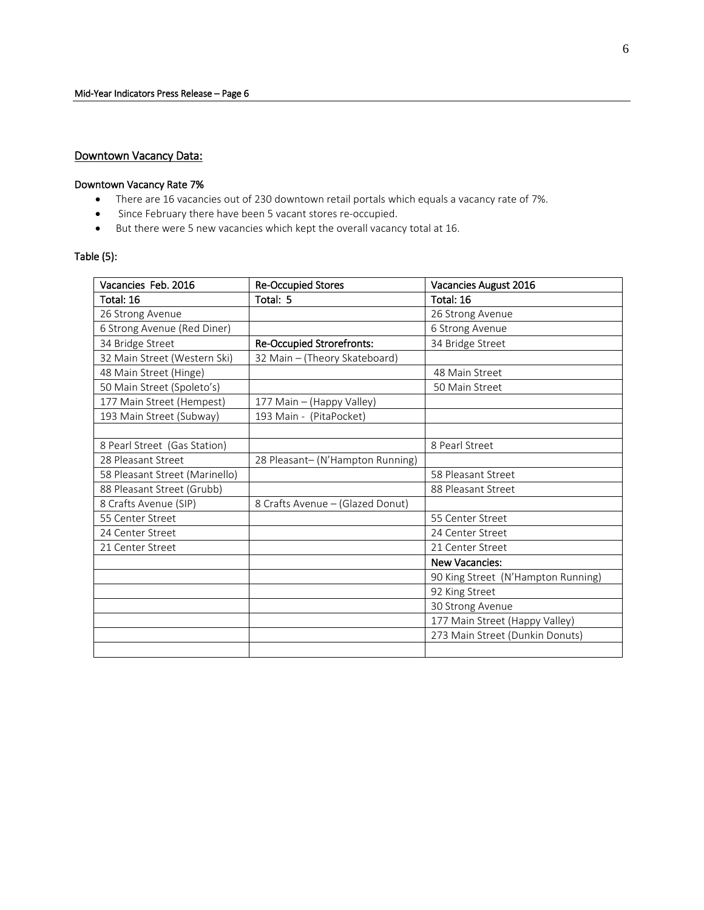## Downtown Vacancy Data:

### Downtown Vacancy Rate 7%

- There are 16 vacancies out of 230 downtown retail portals which equals a vacancy rate of 7%.
- Since February there have been 5 vacant stores re-occupied.
- But there were 5 new vacancies which kept the overall vacancy total at 16.

Table (5):

| Vacancies Feb. 2016 | Re-Occupied Stores | Vacancies August 2016 |
|---|---|---|
| Total: 16 | Total: 5 | Total: 16 |
| 26 Strong Avenue | | 26 Strong Avenue |
| 6 Strong Avenue (Red Diner) | | 6 Strong Avenue |
| 34 Bridge Street | Re-Occupied Strorefronts: | 34 Bridge Street |
| 32 Main Street (Western Ski) | 32 Main – (Theory Skateboard) | |
| 48 Main Street (Hinge) | | 48 Main Street |
| 50 Main Street (Spoleto's) | | 50 Main Street |
| 177 Main Street (Hempest) | 177 Main – (Happy Valley) | |
| 193 Main Street (Subway) | 193 Main - (PitaPocket) | |
| | | |
| 8 Pearl Street (Gas Station) | | 8 Pearl Street |
| 28 Pleasant Street | 28 Pleasant– (N'Hampton Running) | |
| 58 Pleasant Street (Marinello) | | 58 Pleasant Street |
| 88 Pleasant Street (Grubb) | | 88 Pleasant Street |
| 8 Crafts Avenue (SIP) | 8 Crafts Avenue – (Glazed Donut) | |
| 55 Center Street | | 55 Center Street |
| 24 Center Street | | 24 Center Street |
| 21 Center Street | | 21 Center Street |
| | | New Vacancies: |
| | | 90 King Street (N'Hampton Running) |
| | | 92 King Street |
| | | 30 Strong Avenue |
| | | 177 Main Street (Happy Valley) |
| | | 273 Main Street (Dunkin Donuts) |
| | | |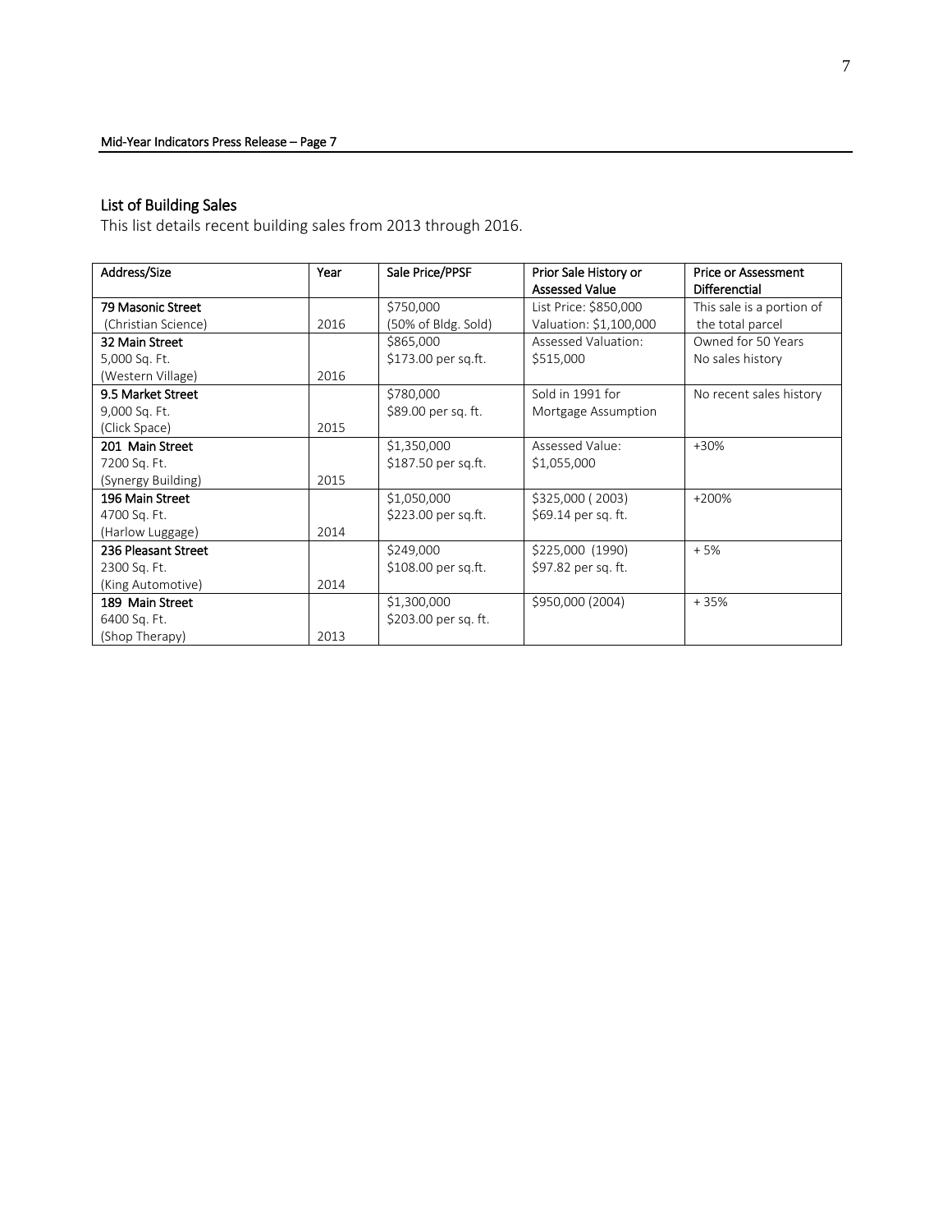## List of Building Sales

This list details recent building sales from 2013 through 2016.

| Address/Size | Year | Sale Price/PPSF | Prior Sale History or Assessed Value | Price or Assessment Differenctial |
|---|---|---|---|---|
| **79 Masonic Street** (Christian Science) | 2016 | \$750,000 (50% of Bldg. Sold) | List Price: \$850,000 Valuation: \$1,100,000 | This sale is a portion of the total parcel |
| **32 Main Street** 5,000 Sq. Ft. (Western Village) | 2016 | \$865,000 \$173.00 per sq.ft. | Assessed Valuation: \$515,000 | Owned for 50 Years No sales history |
| **9.5 Market Street** 9,000 Sq. Ft. (Click Space) | 2015 | \$780,000 \$89.00 per sq. ft. | Sold in 1991 for Mortgage Assumption | No recent sales history |
| **201 Main Street** 7200 Sq. Ft. (Synergy Building) | 2015 | \$1,350,000 \$187.50 per sq.ft. | Assessed Value: \$1,055,000 | +30% |
| **196 Main Street** 4700 Sq. Ft. (Harlow Luggage) | 2014 | \$1,050,000 \$223.00 per sq.ft. | \$325,000 ( 2003) \$69.14 per sq. ft. | +200% |
| **236 Pleasant Street** 2300 Sq. Ft. (King Automotive) | 2014 | \$249,000 \$108.00 per sq.ft. | \$225,000 (1990) \$97.82 per sq. ft. | + 5% |
| **189 Main Street** 6400 Sq. Ft. (Shop Therapy) | 2013 | \$1,300,000 \$203.00 per sq. ft. | \$950,000 (2004) | + 35% |